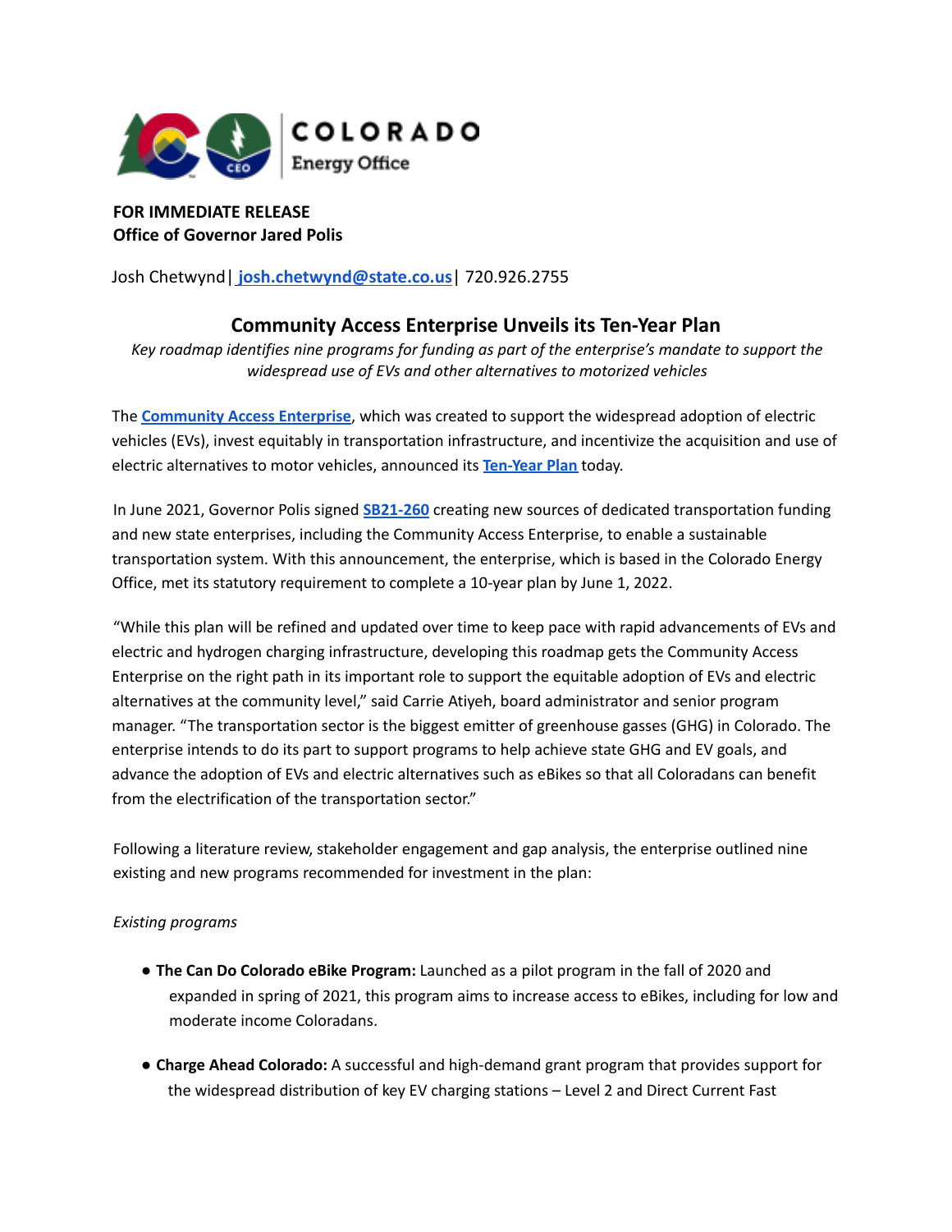COLORADO Energy Office

**FOR IMMEDIATE RELEASE**
**Office of Governor Jared Polis**

Josh Chetwynd| [josh.chetwynd@state.co.us](mailto:josh.chetwynd@state.co.us)| 720.926.2755

## Community Access Enterprise Unveils its Ten-Year Plan

*Key roadmap identifies nine programs for funding as part of the enterprise's mandate to support the widespread use of EVs and other alternatives to motorized vehicles*

The **Community Access Enterprise**, which was created to support the widespread adoption of electric vehicles (EVs), invest equitably in transportation infrastructure, and incentivize the acquisition and use of electric alternatives to motor vehicles, announced its **Ten-Year Plan** today.

In June 2021, Governor Polis signed **SB21-260** creating new sources of dedicated transportation funding and new state enterprises, including the Community Access Enterprise, to enable a sustainable transportation system. With this announcement, the enterprise, which is based in the Colorado Energy Office, met its statutory requirement to complete a 10-year plan by June 1, 2022.

"While this plan will be refined and updated over time to keep pace with rapid advancements of EVs and electric and hydrogen charging infrastructure, developing this roadmap gets the Community Access Enterprise on the right path in its important role to support the equitable adoption of EVs and electric alternatives at the community level," said Carrie Atiyeh, board administrator and senior program manager. "The transportation sector is the biggest emitter of greenhouse gasses (GHG) in Colorado. The enterprise intends to do its part to support programs to help achieve state GHG and EV goals, and advance the adoption of EVs and electric alternatives such as eBikes so that all Coloradans can benefit from the electrification of the transportation sector."

Following a literature review, stakeholder engagement and gap analysis, the enterprise outlined nine existing and new programs recommended for investment in the plan:

*Existing programs*

- **The Can Do Colorado eBike Program:** Launched as a pilot program in the fall of 2020 and expanded in spring of 2021, this program aims to increase access to eBikes, including for low and moderate income Coloradans.
- **Charge Ahead Colorado:** A successful and high-demand grant program that provides support for the widespread distribution of key EV charging stations – Level 2 and Direct Current Fast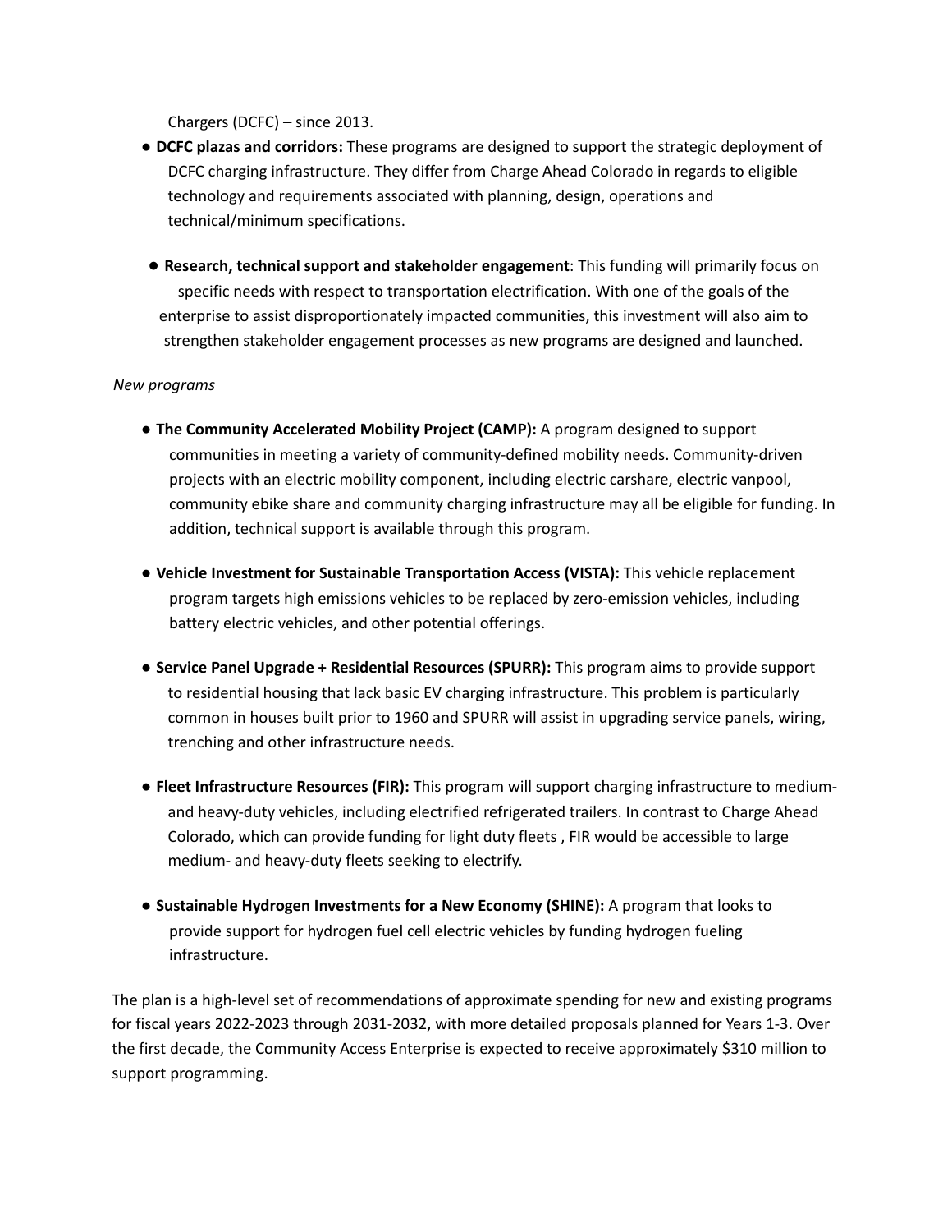Chargers (DCFC) – since 2013.

- **DCFC plazas and corridors:** These programs are designed to support the strategic deployment of DCFC charging infrastructure. They differ from Charge Ahead Colorado in regards to eligible technology and requirements associated with planning, design, operations and technical/minimum specifications.

- **Research, technical support and stakeholder engagement**: This funding will primarily focus on specific needs with respect to transportation electrification. With one of the goals of the enterprise to assist disproportionately impacted communities, this investment will also aim to strengthen stakeholder engagement processes as new programs are designed and launched.

*New programs*

- **The Community Accelerated Mobility Project (CAMP):** A program designed to support communities in meeting a variety of community-defined mobility needs. Community-driven projects with an electric mobility component, including electric carshare, electric vanpool, community ebike share and community charging infrastructure may all be eligible for funding. In addition, technical support is available through this program.

- **Vehicle Investment for Sustainable Transportation Access (VISTA):** This vehicle replacement program targets high emissions vehicles to be replaced by zero-emission vehicles, including battery electric vehicles, and other potential offerings.

- **Service Panel Upgrade + Residential Resources (SPURR):** This program aims to provide support to residential housing that lack basic EV charging infrastructure. This problem is particularly common in houses built prior to 1960 and SPURR will assist in upgrading service panels, wiring, trenching and other infrastructure needs.

- **Fleet Infrastructure Resources (FIR):** This program will support charging infrastructure to medium- and heavy-duty vehicles, including electrified refrigerated trailers. In contrast to Charge Ahead Colorado, which can provide funding for light duty fleets , FIR would be accessible to large medium- and heavy-duty fleets seeking to electrify.

- **Sustainable Hydrogen Investments for a New Economy (SHINE):** A program that looks to provide support for hydrogen fuel cell electric vehicles by funding hydrogen fueling infrastructure.

The plan is a high-level set of recommendations of approximate spending for new and existing programs for fiscal years 2022-2023 through 2031-2032, with more detailed proposals planned for Years 1-3. Over the first decade, the Community Access Enterprise is expected to receive approximately $310 million to support programming.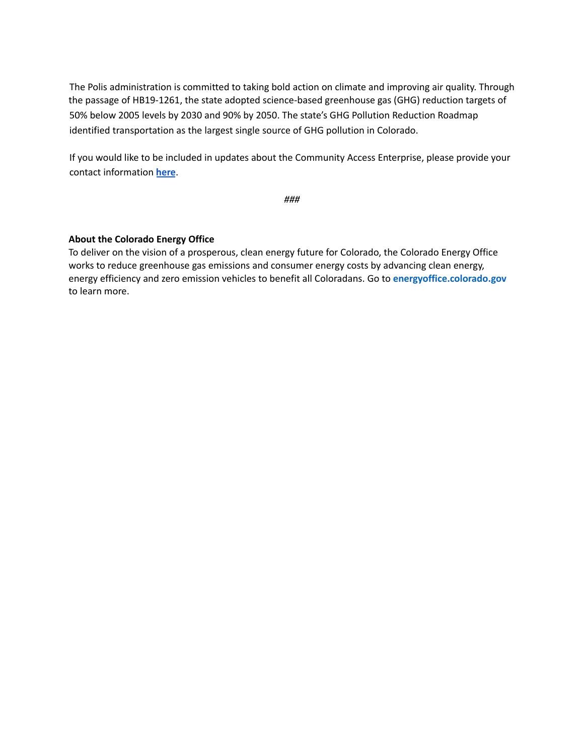The Polis administration is committed to taking bold action on climate and improving air quality. Through the passage of HB19-1261, the state adopted science-based greenhouse gas (GHG) reduction targets of 50% below 2005 levels by 2030 and 90% by 2050. The state's GHG Pollution Reduction Roadmap identified transportation as the largest single source of GHG pollution in Colorado.

If you would like to be included in updates about the Community Access Enterprise, please provide your contact information **here**.

###

**About the Colorado Energy Office**
To deliver on the vision of a prosperous, clean energy future for Colorado, the Colorado Energy Office works to reduce greenhouse gas emissions and consumer energy costs by advancing clean energy, energy efficiency and zero emission vehicles to benefit all Coloradans. Go to **energyoffice.colorado.gov** to learn more.